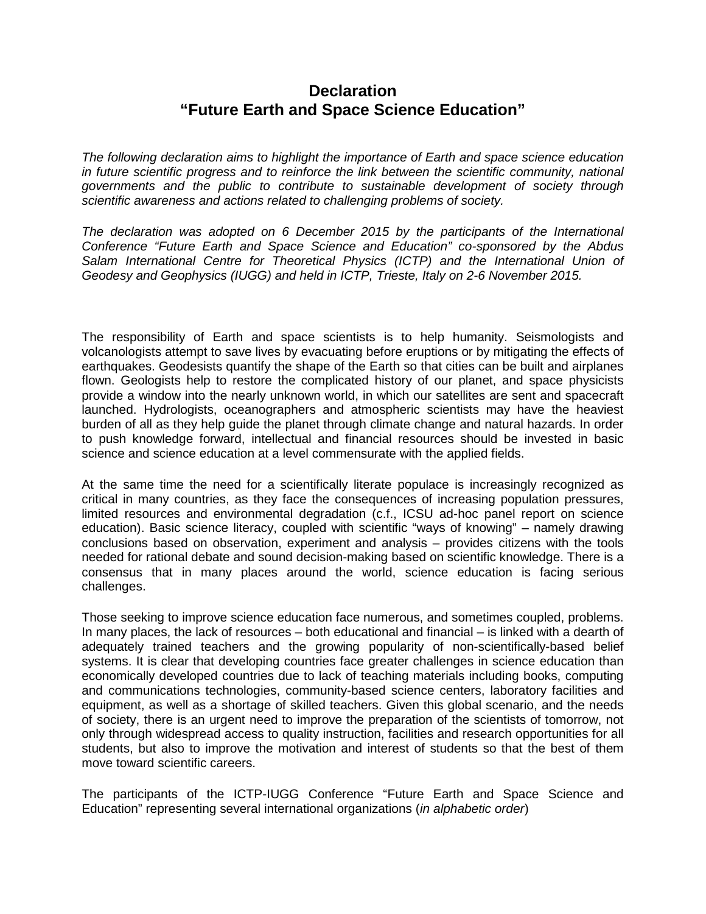# Declaration
# "Future Earth and Space Science Education"

*The following declaration aims to highlight the importance of Earth and space science education in future scientific progress and to reinforce the link between the scientific community, national governments and the public to contribute to sustainable development of society through scientific awareness and actions related to challenging problems of society.*

*The declaration was adopted on 6 December 2015 by the participants of the International Conference "Future Earth and Space Science and Education" co-sponsored by the Abdus Salam International Centre for Theoretical Physics (ICTP) and the International Union of Geodesy and Geophysics (IUGG) and held in ICTP, Trieste, Italy on 2-6 November 2015.*

The responsibility of Earth and space scientists is to help humanity. Seismologists and volcanologists attempt to save lives by evacuating before eruptions or by mitigating the effects of earthquakes. Geodesists quantify the shape of the Earth so that cities can be built and airplanes flown. Geologists help to restore the complicated history of our planet, and space physicists provide a window into the nearly unknown world, in which our satellites are sent and spacecraft launched. Hydrologists, oceanographers and atmospheric scientists may have the heaviest burden of all as they help guide the planet through climate change and natural hazards. In order to push knowledge forward, intellectual and financial resources should be invested in basic science and science education at a level commensurate with the applied fields.

At the same time the need for a scientifically literate populace is increasingly recognized as critical in many countries, as they face the consequences of increasing population pressures, limited resources and environmental degradation (c.f., ICSU ad-hoc panel report on science education). Basic science literacy, coupled with scientific "ways of knowing" – namely drawing conclusions based on observation, experiment and analysis – provides citizens with the tools needed for rational debate and sound decision-making based on scientific knowledge. There is a consensus that in many places around the world, science education is facing serious challenges.

Those seeking to improve science education face numerous, and sometimes coupled, problems. In many places, the lack of resources – both educational and financial – is linked with a dearth of adequately trained teachers and the growing popularity of non-scientifically-based belief systems. It is clear that developing countries face greater challenges in science education than economically developed countries due to lack of teaching materials including books, computing and communications technologies, community-based science centers, laboratory facilities and equipment, as well as a shortage of skilled teachers. Given this global scenario, and the needs of society, there is an urgent need to improve the preparation of the scientists of tomorrow, not only through widespread access to quality instruction, facilities and research opportunities for all students, but also to improve the motivation and interest of students so that the best of them move toward scientific careers.

The participants of the ICTP-IUGG Conference "Future Earth and Space Science and Education" representing several international organizations (*in alphabetic order*)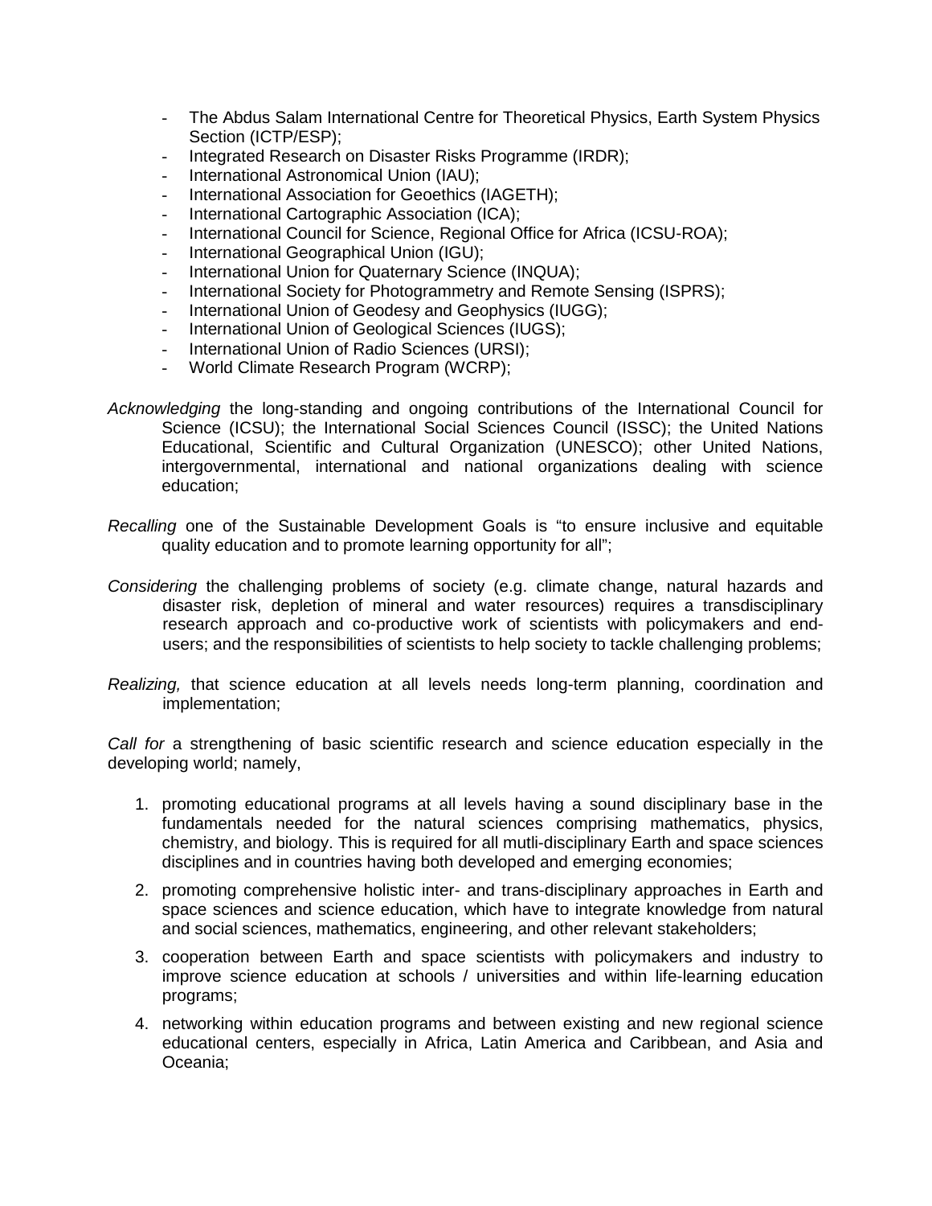- The Abdus Salam International Centre for Theoretical Physics, Earth System Physics Section (ICTP/ESP);
- Integrated Research on Disaster Risks Programme (IRDR);
- International Astronomical Union (IAU);
- International Association for Geoethics (IAGETH);
- International Cartographic Association (ICA);
- International Council for Science, Regional Office for Africa (ICSU-ROA);
- International Geographical Union (IGU);
- International Union for Quaternary Science (INQUA);
- International Society for Photogrammetry and Remote Sensing (ISPRS);
- International Union of Geodesy and Geophysics (IUGG);
- International Union of Geological Sciences (IUGS);
- International Union of Radio Sciences (URSI);
- World Climate Research Program (WCRP);

*Acknowledging* the long-standing and ongoing contributions of the International Council for Science (ICSU); the International Social Sciences Council (ISSC); the United Nations Educational, Scientific and Cultural Organization (UNESCO); other United Nations, intergovernmental, international and national organizations dealing with science education;

*Recalling* one of the Sustainable Development Goals is "to ensure inclusive and equitable quality education and to promote learning opportunity for all";

*Considering* the challenging problems of society (e.g. climate change, natural hazards and disaster risk, depletion of mineral and water resources) requires a transdisciplinary research approach and co-productive work of scientists with policymakers and end-users; and the responsibilities of scientists to help society to tackle challenging problems;

*Realizing,* that science education at all levels needs long-term planning, coordination and implementation;

*Call for* a strengthening of basic scientific research and science education especially in the developing world; namely,

1. promoting educational programs at all levels having a sound disciplinary base in the fundamentals needed for the natural sciences comprising mathematics, physics, chemistry, and biology. This is required for all mutli-disciplinary Earth and space sciences disciplines and in countries having both developed and emerging economies;
2. promoting comprehensive holistic inter- and trans-disciplinary approaches in Earth and space sciences and science education, which have to integrate knowledge from natural and social sciences, mathematics, engineering, and other relevant stakeholders;
3. cooperation between Earth and space scientists with policymakers and industry to improve science education at schools / universities and within life-learning education programs;
4. networking within education programs and between existing and new regional science educational centers, especially in Africa, Latin America and Caribbean, and Asia and Oceania;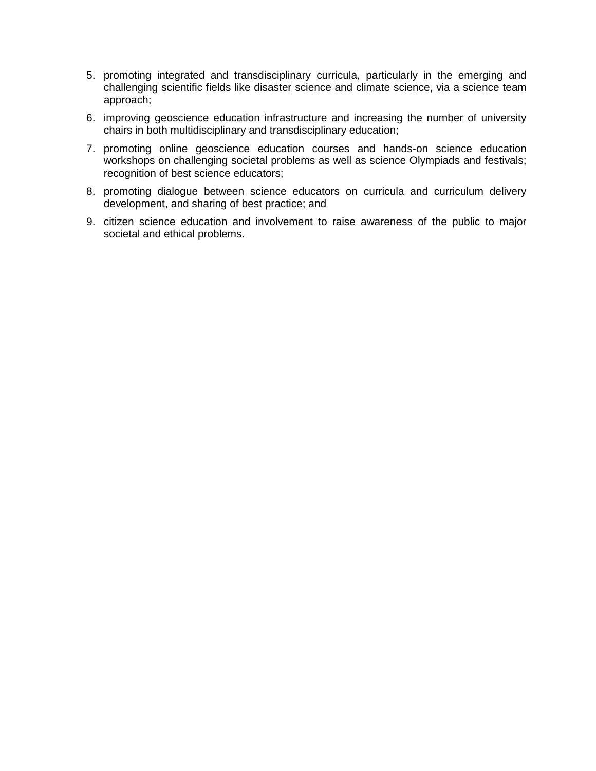5. promoting integrated and transdisciplinary curricula, particularly in the emerging and challenging scientific fields like disaster science and climate science, via a science team approach;
6. improving geoscience education infrastructure and increasing the number of university chairs in both multidisciplinary and transdisciplinary education;
7. promoting online geoscience education courses and hands-on science education workshops on challenging societal problems as well as science Olympiads and festivals; recognition of best science educators;
8. promoting dialogue between science educators on curricula and curriculum delivery development, and sharing of best practice; and
9. citizen science education and involvement to raise awareness of the public to major societal and ethical problems.